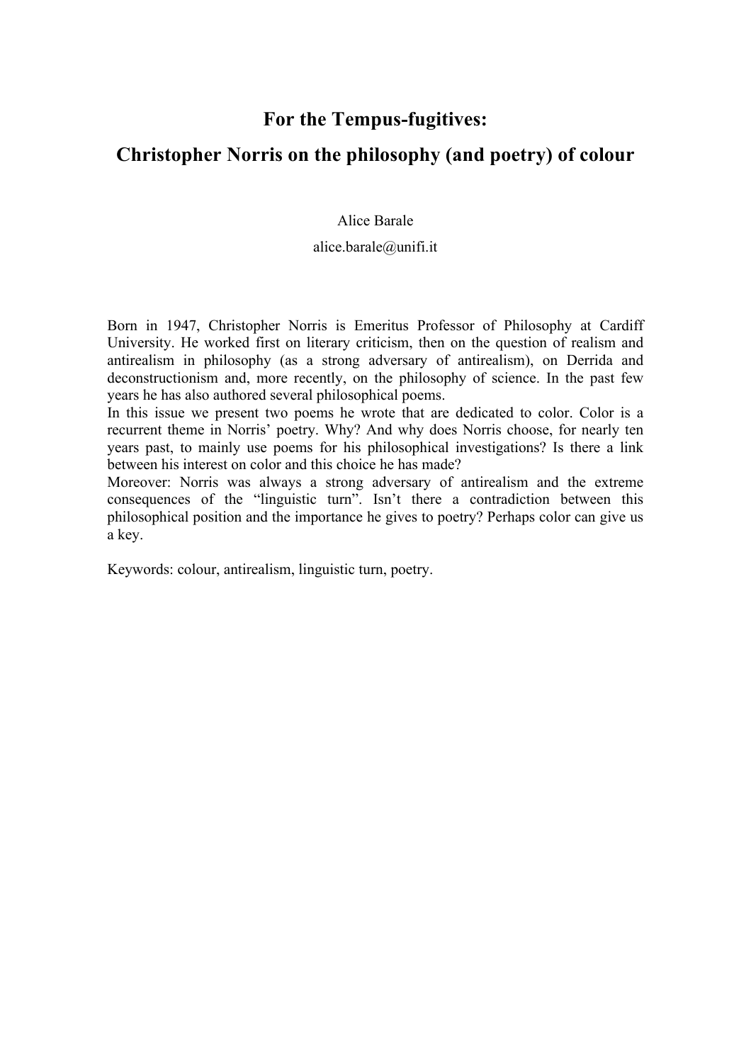# For the Tempus-fugitives:
# Christopher Norris on the philosophy (and poetry) of colour

Alice Barale

alice.barale@unifi.it

Born in 1947, Christopher Norris is Emeritus Professor of Philosophy at Cardiff University. He worked first on literary criticism, then on the question of realism and antirealism in philosophy (as a strong adversary of antirealism), on Derrida and deconstructionism and, more recently, on the philosophy of science. In the past few years he has also authored several philosophical poems.

In this issue we present two poems he wrote that are dedicated to color. Color is a recurrent theme in Norris' poetry. Why? And why does Norris choose, for nearly ten years past, to mainly use poems for his philosophical investigations? Is there a link between his interest on color and this choice he has made?

Moreover: Norris was always a strong adversary of antirealism and the extreme consequences of the "linguistic turn". Isn't there a contradiction between this philosophical position and the importance he gives to poetry? Perhaps color can give us a key.

Keywords: colour, antirealism, linguistic turn, poetry.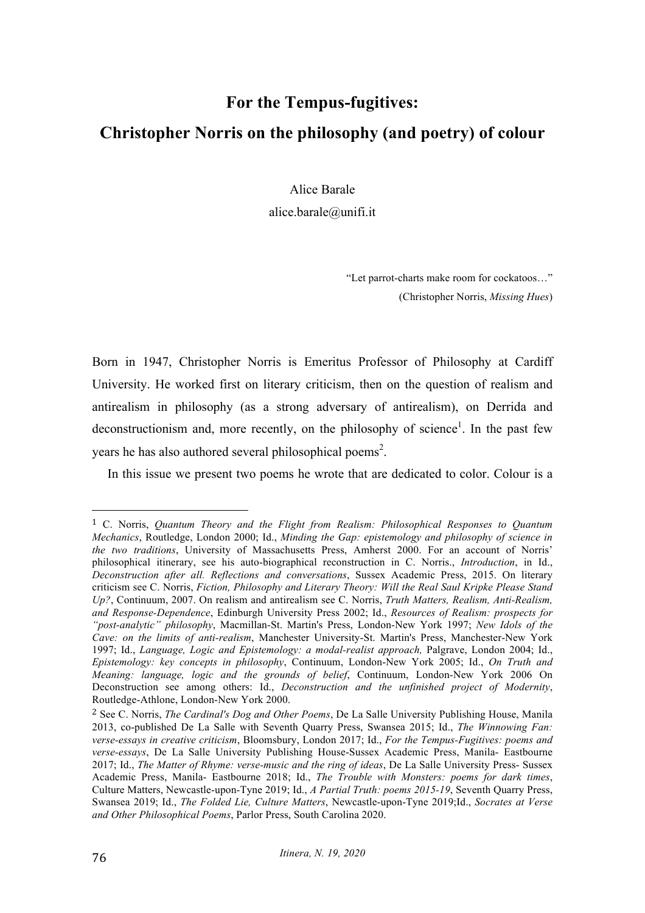# For the Tempus-fugitives:
# Christopher Norris on the philosophy (and poetry) of colour

Alice Barale
alice.barale@unifi.it

> "Let parrot-charts make room for cockatoos…"
> (Christopher Norris, *Missing Hues*)

Born in 1947, Christopher Norris is Emeritus Professor of Philosophy at Cardiff University. He worked first on literary criticism, then on the question of realism and antirealism in philosophy (as a strong adversary of antirealism), on Derrida and deconstructionism and, more recently, on the philosophy of science[1]. In the past few years he has also authored several philosophical poems[2].

In this issue we present two poems he wrote that are dedicated to color. Colour is a

---

[1] C. Norris, *Quantum Theory and the Flight from Realism: Philosophical Responses to Quantum Mechanics*, Routledge, London 2000; Id., *Minding the Gap: epistemology and philosophy of science in the two traditions*, University of Massachusetts Press, Amherst 2000. For an account of Norris' philosophical itinerary, see his auto-biographical reconstruction in C. Norris., *Introduction*, in Id., *Deconstruction after all. Reflections and conversations*, Sussex Academic Press, 2015. On literary criticism see C. Norris, *Fiction, Philosophy and Literary Theory: Will the Real Saul Kripke Please Stand Up?*, Continuum, 2007. On realism and antirealism see C. Norris, *Truth Matters, Realism, Anti-Realism, and Response-Dependence*, Edinburgh University Press 2002; Id., *Resources of Realism: prospects for "post-analytic" philosophy*, Macmillan-St. Martin's Press, London-New York 1997; *New Idols of the Cave: on the limits of anti-realism*, Manchester University-St. Martin's Press, Manchester-New York 1997; Id., *Language, Logic and Epistemology: a modal-realist approach,* Palgrave, London 2004; Id., *Epistemology: key concepts in philosophy*, Continuum, London-New York 2005; Id., *On Truth and Meaning: language, logic and the grounds of belief*, Continuum, London-New York 2006 On Deconstruction see among others: Id., *Deconstruction and the unfinished project of Modernity*, Routledge-Athlone, London-New York 2000.

[2] See C. Norris, *The Cardinal's Dog and Other Poems*, De La Salle University Publishing House, Manila 2013, co-published De La Salle with Seventh Quarry Press, Swansea 2015; Id., *The Winnowing Fan: verse-essays in creative criticism*, Bloomsbury, London 2017; Id., *For the Tempus-Fugitives: poems and verse-essays*, De La Salle University Publishing House-Sussex Academic Press, Manila- Eastbourne 2017; Id., *The Matter of Rhyme: verse-music and the ring of ideas*, De La Salle University Press- Sussex Academic Press, Manila- Eastbourne 2018; Id., *The Trouble with Monsters: poems for dark times*, Culture Matters, Newcastle-upon-Tyne 2019; Id., *A Partial Truth: poems 2015-19*, Seventh Quarry Press, Swansea 2019; Id., *The Folded Lie, Culture Matters*, Newcastle-upon-Tyne 2019;Id., *Socrates at Verse and Other Philosophical Poems*, Parlor Press, South Carolina 2020.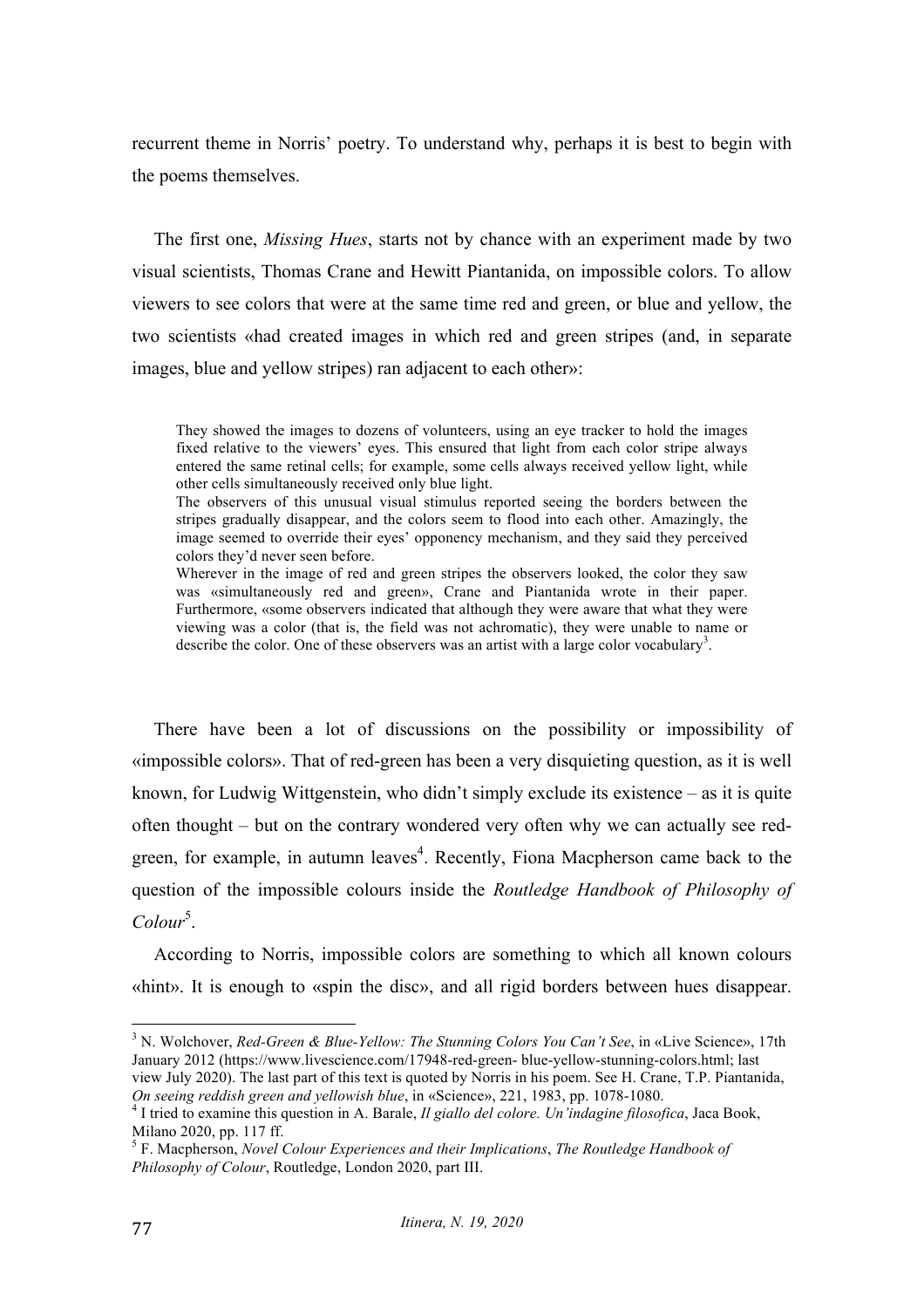recurrent theme in Norris' poetry. To understand why, perhaps it is best to begin with the poems themselves.

The first one, *Missing Hues*, starts not by chance with an experiment made by two visual scientists, Thomas Crane and Hewitt Piantanida, on impossible colors. To allow viewers to see colors that were at the same time red and green, or blue and yellow, the two scientists «had created images in which red and green stripes (and, in separate images, blue and yellow stripes) ran adjacent to each other»:

> They showed the images to dozens of volunteers, using an eye tracker to hold the images fixed relative to the viewers' eyes. This ensured that light from each color stripe always entered the same retinal cells; for example, some cells always received yellow light, while other cells simultaneously received only blue light.
> The observers of this unusual visual stimulus reported seeing the borders between the stripes gradually disappear, and the colors seem to flood into each other. Amazingly, the image seemed to override their eyes' opponency mechanism, and they said they perceived colors they'd never seen before.
> Wherever in the image of red and green stripes the observers looked, the color they saw was «simultaneously red and green», Crane and Piantanida wrote in their paper. Furthermore, «some observers indicated that although they were aware that what they were viewing was a color (that is, the field was not achromatic), they were unable to name or describe the color. One of these observers was an artist with a large color vocabulary[3].

There have been a lot of discussions on the possibility or impossibility of «impossible colors». That of red-green has been a very disquieting question, as it is well known, for Ludwig Wittgenstein, who didn't simply exclude its existence – as it is quite often thought – but on the contrary wondered very often why we can actually see red-green, for example, in autumn leaves[4]. Recently, Fiona Macpherson came back to the question of the impossible colours inside the *Routledge Handbook of Philosophy of Colour*[5].

According to Norris, impossible colors are something to which all known colours «hint». It is enough to «spin the disc», and all rigid borders between hues disappear.

---

[3] N. Wolchover, *Red-Green & Blue-Yellow: The Stunning Colors You Can't See*, in «Live Science», 17th January 2012 (https://www.livescience.com/17948-red-green- blue-yellow-stunning-colors.html; last view July 2020). The last part of this text is quoted by Norris in his poem. See H. Crane, T.P. Piantanida, *On seeing reddish green and yellowish blue*, in «Science», 221, 1983, pp. 1078-1080.

[4] I tried to examine this question in A. Barale, *Il giallo del colore. Un'indagine filosofica*, Jaca Book, Milano 2020, pp. 117 ff.

[5] F. Macpherson, *Novel Colour Experiences and their Implications*, *The Routledge Handbook of Philosophy of Colour*, Routledge, London 2020, part III.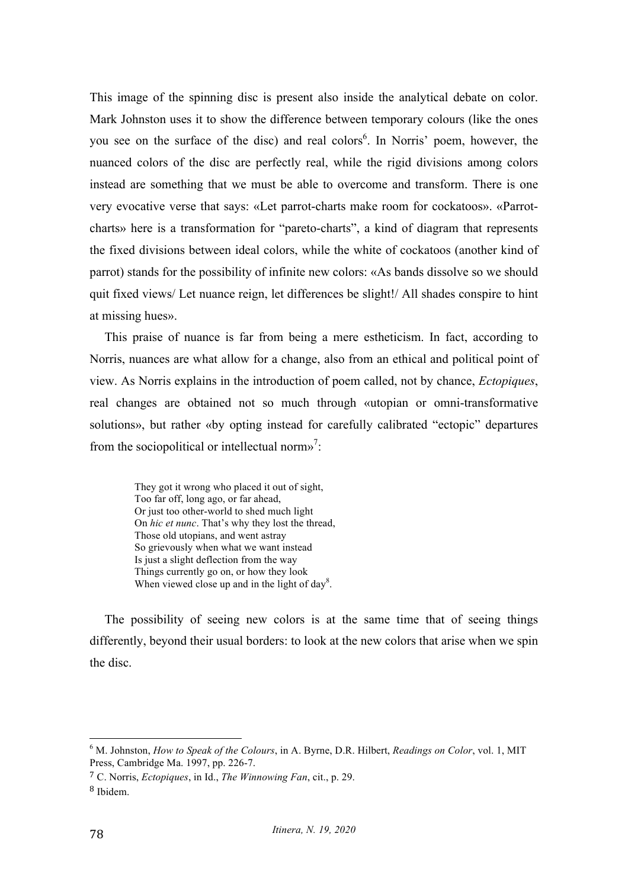This image of the spinning disc is present also inside the analytical debate on color. Mark Johnston uses it to show the difference between temporary colours (like the ones you see on the surface of the disc) and real colors[6]. In Norris' poem, however, the nuanced colors of the disc are perfectly real, while the rigid divisions among colors instead are something that we must be able to overcome and transform. There is one very evocative verse that says: «Let parrot-charts make room for cockatoos». «Parrot-charts» here is a transformation for "pareto-charts", a kind of diagram that represents the fixed divisions between ideal colors, while the white of cockatoos (another kind of parrot) stands for the possibility of infinite new colors: «As bands dissolve so we should quit fixed views/ Let nuance reign, let differences be slight!/ All shades conspire to hint at missing hues».

This praise of nuance is far from being a mere estheticism. In fact, according to Norris, nuances are what allow for a change, also from an ethical and political point of view. As Norris explains in the introduction of poem called, not by chance, *Ectopiques*, real changes are obtained not so much through «utopian or omni-transformative solutions», but rather «by opting instead for carefully calibrated "ectopic" departures from the sociopolitical or intellectual norm»[7]:

> They got it wrong who placed it out of sight,
> Too far off, long ago, or far ahead,
> Or just too other-world to shed much light
> On *hic et nunc*. That's why they lost the thread,
> Those old utopians, and went astray
> So grievously when what we want instead
> Is just a slight deflection from the way
> Things currently go on, or how they look
> When viewed close up and in the light of day[8].

The possibility of seeing new colors is at the same time that of seeing things differently, beyond their usual borders: to look at the new colors that arise when we spin the disc.

---

[6] M. Johnston, *How to Speak of the Colours*, in A. Byrne, D.R. Hilbert, *Readings on Color*, vol. 1, MIT Press, Cambridge Ma. 1997, pp. 226-7.

[7] C. Norris, *Ectopiques*, in Id., *The Winnowing Fan*, cit., p. 29.

[8] Ibidem.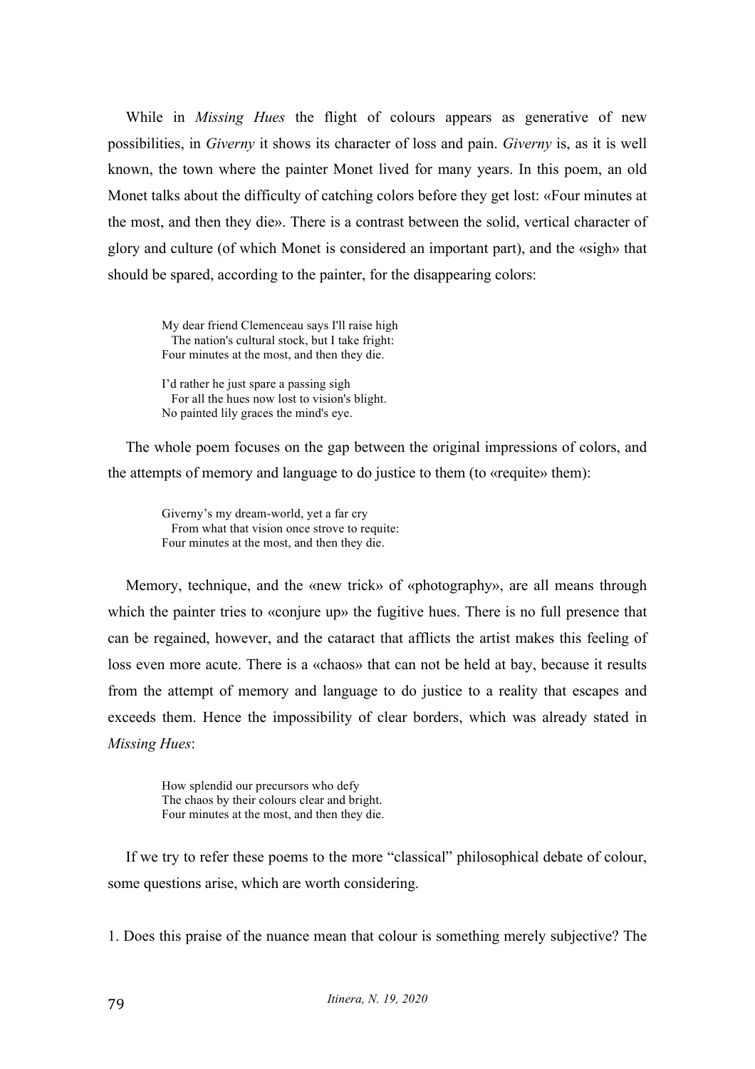While in *Missing Hues* the flight of colours appears as generative of new possibilities, in *Giverny* it shows its character of loss and pain. *Giverny* is, as it is well known, the town where the painter Monet lived for many years. In this poem, an old Monet talks about the difficulty of catching colors before they get lost: «Four minutes at the most, and then they die». There is a contrast between the solid, vertical character of glory and culture (of which Monet is considered an important part), and the «sigh» that should be spared, according to the painter, for the disappearing colors:

> My dear friend Clemenceau says I'll raise high  
> The nation's cultural stock, but I take fright:  
> Four minutes at the most, and then they die.
>
> I'd rather he just spare a passing sigh  
> For all the hues now lost to vision's blight.  
> No painted lily graces the mind's eye.

The whole poem focuses on the gap between the original impressions of colors, and the attempts of memory and language to do justice to them (to «requite» them):

> Giverny's my dream-world, yet a far cry  
> From what that vision once strove to requite:  
> Four minutes at the most, and then they die.

Memory, technique, and the «new trick» of «photography», are all means through which the painter tries to «conjure up» the fugitive hues. There is no full presence that can be regained, however, and the cataract that afflicts the artist makes this feeling of loss even more acute. There is a «chaos» that can not be held at bay, because it results from the attempt of memory and language to do justice to a reality that escapes and exceeds them. Hence the impossibility of clear borders, which was already stated in *Missing Hues*:

> How splendid our precursors who defy  
> The chaos by their colours clear and bright.  
> Four minutes at the most, and then they die.

If we try to refer these poems to the more "classical" philosophical debate of colour, some questions arise, which are worth considering.

1. Does this praise of the nuance mean that colour is something merely subjective? The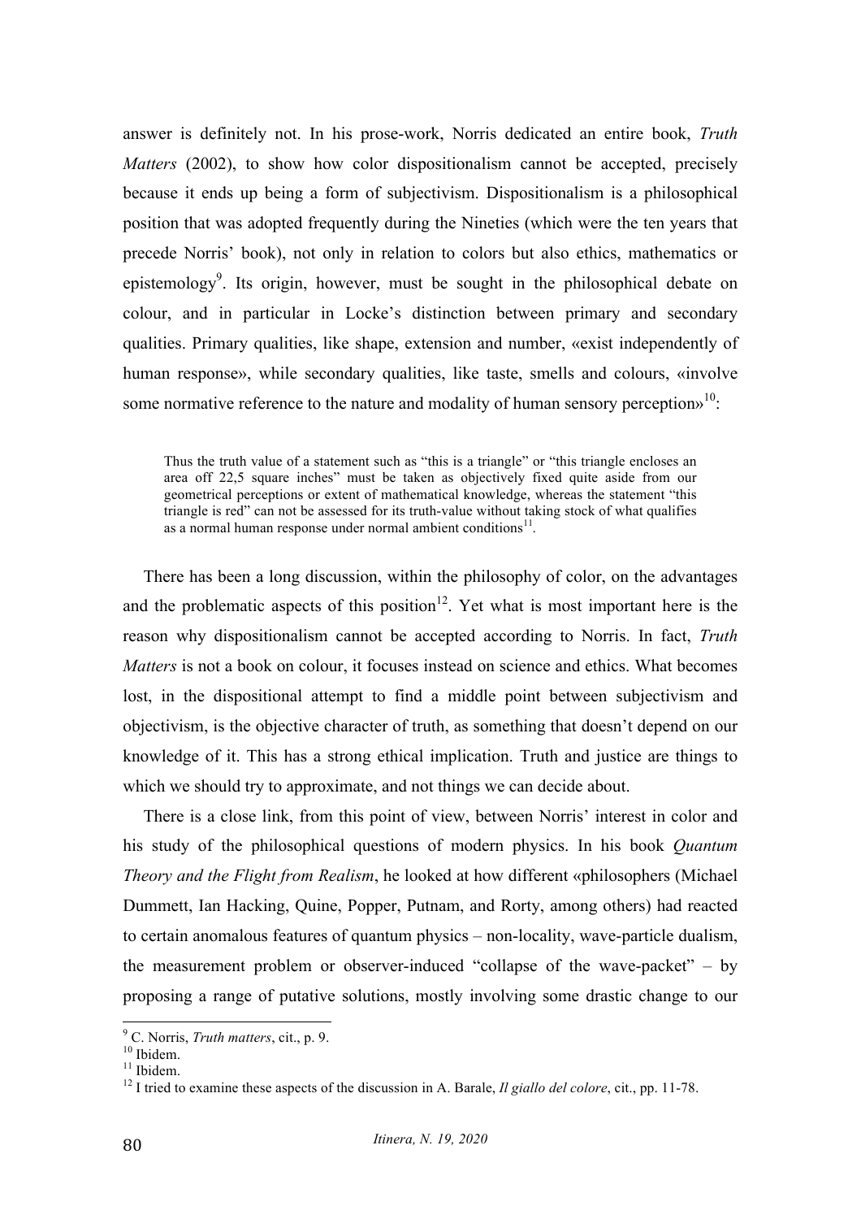answer is definitely not. In his prose-work, Norris dedicated an entire book, *Truth Matters* (2002), to show how color dispositionalism cannot be accepted, precisely because it ends up being a form of subjectivism. Dispositionalism is a philosophical position that was adopted frequently during the Nineties (which were the ten years that precede Norris' book), not only in relation to colors but also ethics, mathematics or epistemology[9]. Its origin, however, must be sought in the philosophical debate on colour, and in particular in Locke's distinction between primary and secondary qualities. Primary qualities, like shape, extension and number, «exist independently of human response», while secondary qualities, like taste, smells and colours, «involve some normative reference to the nature and modality of human sensory perception»[10]:

> Thus the truth value of a statement such as "this is a triangle" or "this triangle encloses an area off 22,5 square inches" must be taken as objectively fixed quite aside from our geometrical perceptions or extent of mathematical knowledge, whereas the statement "this triangle is red" can not be assessed for its truth-value without taking stock of what qualifies as a normal human response under normal ambient conditions[11].

There has been a long discussion, within the philosophy of color, on the advantages and the problematic aspects of this position[12]. Yet what is most important here is the reason why dispositionalism cannot be accepted according to Norris. In fact, *Truth Matters* is not a book on colour, it focuses instead on science and ethics. What becomes lost, in the dispositional attempt to find a middle point between subjectivism and objectivism, is the objective character of truth, as something that doesn't depend on our knowledge of it. This has a strong ethical implication. Truth and justice are things to which we should try to approximate, and not things we can decide about.

There is a close link, from this point of view, between Norris' interest in color and his study of the philosophical questions of modern physics. In his book *Quantum Theory and the Flight from Realism*, he looked at how different «philosophers (Michael Dummett, Ian Hacking, Quine, Popper, Putnam, and Rorty, among others) had reacted to certain anomalous features of quantum physics – non-locality, wave-particle dualism, the measurement problem or observer-induced "collapse of the wave-packet" – by proposing a range of putative solutions, mostly involving some drastic change to our

---

[9] C. Norris, *Truth matters*, cit., p. 9.

[10] Ibidem.

[11] Ibidem.

[12] I tried to examine these aspects of the discussion in A. Barale, *Il giallo del colore*, cit., pp. 11-78.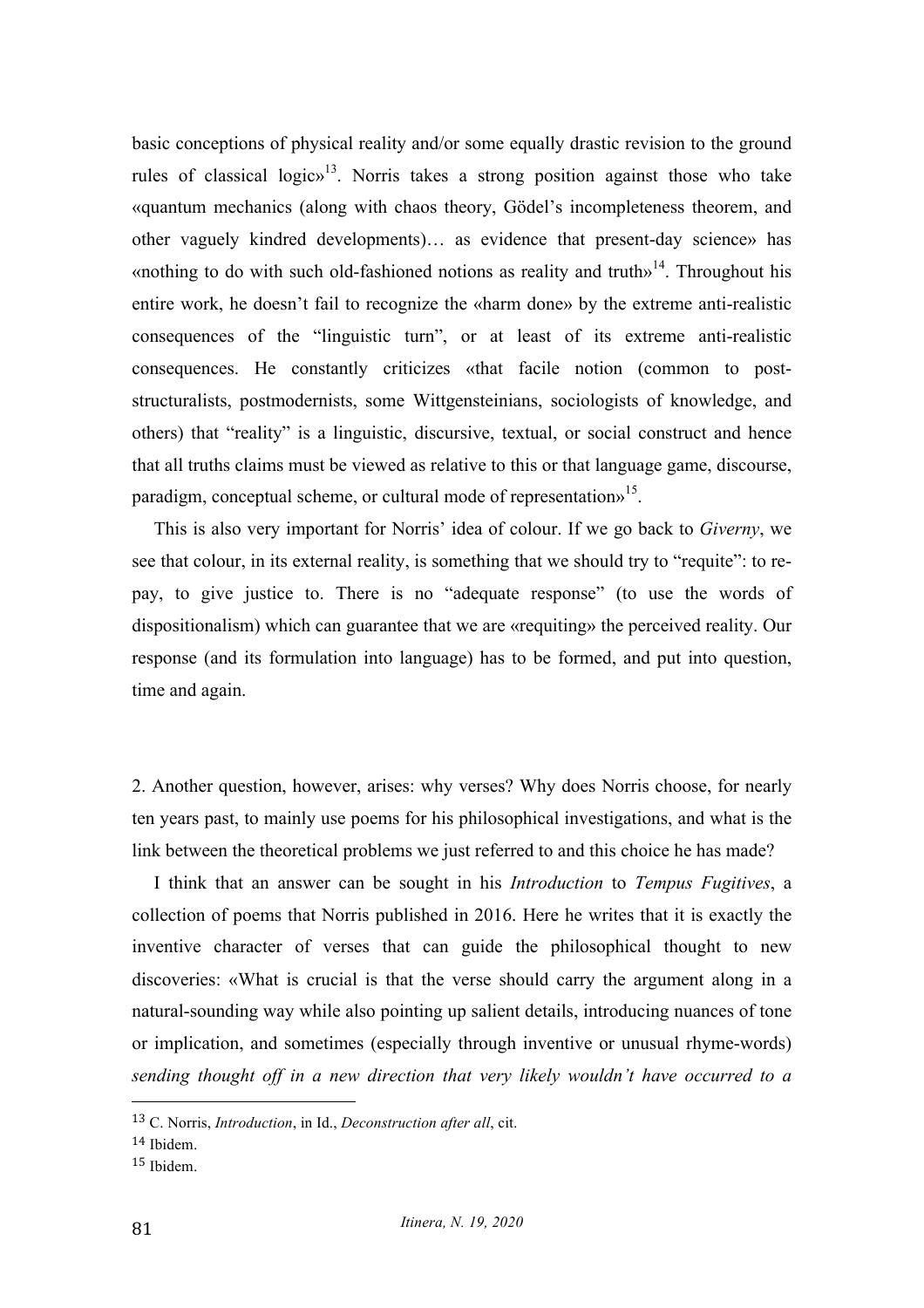basic conceptions of physical reality and/or some equally drastic revision to the ground rules of classical logic»[13]. Norris takes a strong position against those who take «quantum mechanics (along with chaos theory, Gödel's incompleteness theorem, and other vaguely kindred developments)… as evidence that present-day science» has «nothing to do with such old-fashioned notions as reality and truth»[14]. Throughout his entire work, he doesn't fail to recognize the «harm done» by the extreme anti-realistic consequences of the "linguistic turn", or at least of its extreme anti-realistic consequences. He constantly criticizes «that facile notion (common to post-structuralists, postmodernists, some Wittgensteinians, sociologists of knowledge, and others) that "reality" is a linguistic, discursive, textual, or social construct and hence that all truths claims must be viewed as relative to this or that language game, discourse, paradigm, conceptual scheme, or cultural mode of representation»[15].

This is also very important for Norris' idea of colour. If we go back to *Giverny*, we see that colour, in its external reality, is something that we should try to "requite": to re-pay, to give justice to. There is no "adequate response" (to use the words of dispositionalism) which can guarantee that we are «requiting» the perceived reality. Our response (and its formulation into language) has to be formed, and put into question, time and again.

2. Another question, however, arises: why verses? Why does Norris choose, for nearly ten years past, to mainly use poems for his philosophical investigations, and what is the link between the theoretical problems we just referred to and this choice he has made?

I think that an answer can be sought in his *Introduction* to *Tempus Fugitives*, a collection of poems that Norris published in 2016. Here he writes that it is exactly the inventive character of verses that can guide the philosophical thought to new discoveries: «What is crucial is that the verse should carry the argument along in a natural-sounding way while also pointing up salient details, introducing nuances of tone or implication, and sometimes (especially through inventive or unusual rhyme-words) *sending thought off in a new direction that very likely wouldn't have occurred to a*

---

[13] C. Norris, *Introduction*, in Id., *Deconstruction after all*, cit.

[14] Ibidem.

[15] Ibidem.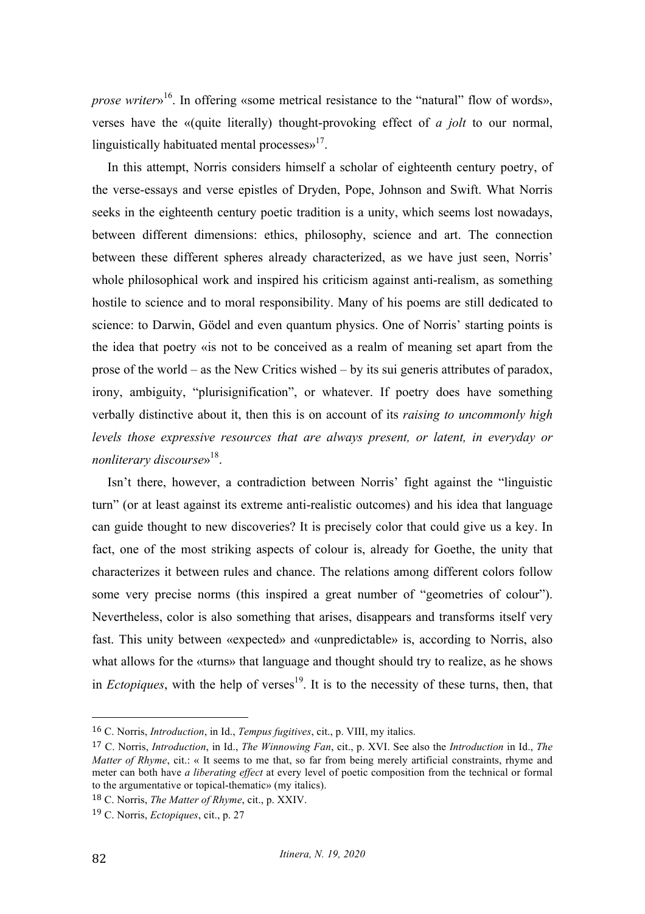*prose writer*»[16]. In offering «some metrical resistance to the "natural" flow of words», verses have the «(quite literally) thought-provoking effect of *a jolt* to our normal, linguistically habituated mental processes»[17].

In this attempt, Norris considers himself a scholar of eighteenth century poetry, of the verse-essays and verse epistles of Dryden, Pope, Johnson and Swift. What Norris seeks in the eighteenth century poetic tradition is a unity, which seems lost nowadays, between different dimensions: ethics, philosophy, science and art. The connection between these different spheres already characterized, as we have just seen, Norris' whole philosophical work and inspired his criticism against anti-realism, as something hostile to science and to moral responsibility. Many of his poems are still dedicated to science: to Darwin, Gödel and even quantum physics. One of Norris' starting points is the idea that poetry «is not to be conceived as a realm of meaning set apart from the prose of the world – as the New Critics wished – by its sui generis attributes of paradox, irony, ambiguity, "plurisignification", or whatever. If poetry does have something verbally distinctive about it, then this is on account of its *raising to uncommonly high levels those expressive resources that are always present, or latent, in everyday or nonliterary discourse*»[18].

Isn't there, however, a contradiction between Norris' fight against the "linguistic turn" (or at least against its extreme anti-realistic outcomes) and his idea that language can guide thought to new discoveries? It is precisely color that could give us a key. In fact, one of the most striking aspects of colour is, already for Goethe, the unity that characterizes it between rules and chance. The relations among different colors follow some very precise norms (this inspired a great number of "geometries of colour"). Nevertheless, color is also something that arises, disappears and transforms itself very fast. This unity between «expected» and «unpredictable» is, according to Norris, also what allows for the «turns» that language and thought should try to realize, as he shows in *Ectopiques*, with the help of verses[19]. It is to the necessity of these turns, then, that

---

[16] C. Norris, *Introduction*, in Id., *Tempus fugitives*, cit., p. VIII, my italics.

[17] C. Norris, *Introduction*, in Id., *The Winnowing Fan*, cit., p. XVI. See also the *Introduction* in Id., *The Matter of Rhyme*, cit.: « It seems to me that, so far from being merely artificial constraints, rhyme and meter can both have *a liberating effect* at every level of poetic composition from the technical or formal to the argumentative or topical-thematic» (my italics).

[18] C. Norris, *The Matter of Rhyme*, cit., p. XXIV.

[19] C. Norris, *Ectopiques*, cit., p. 27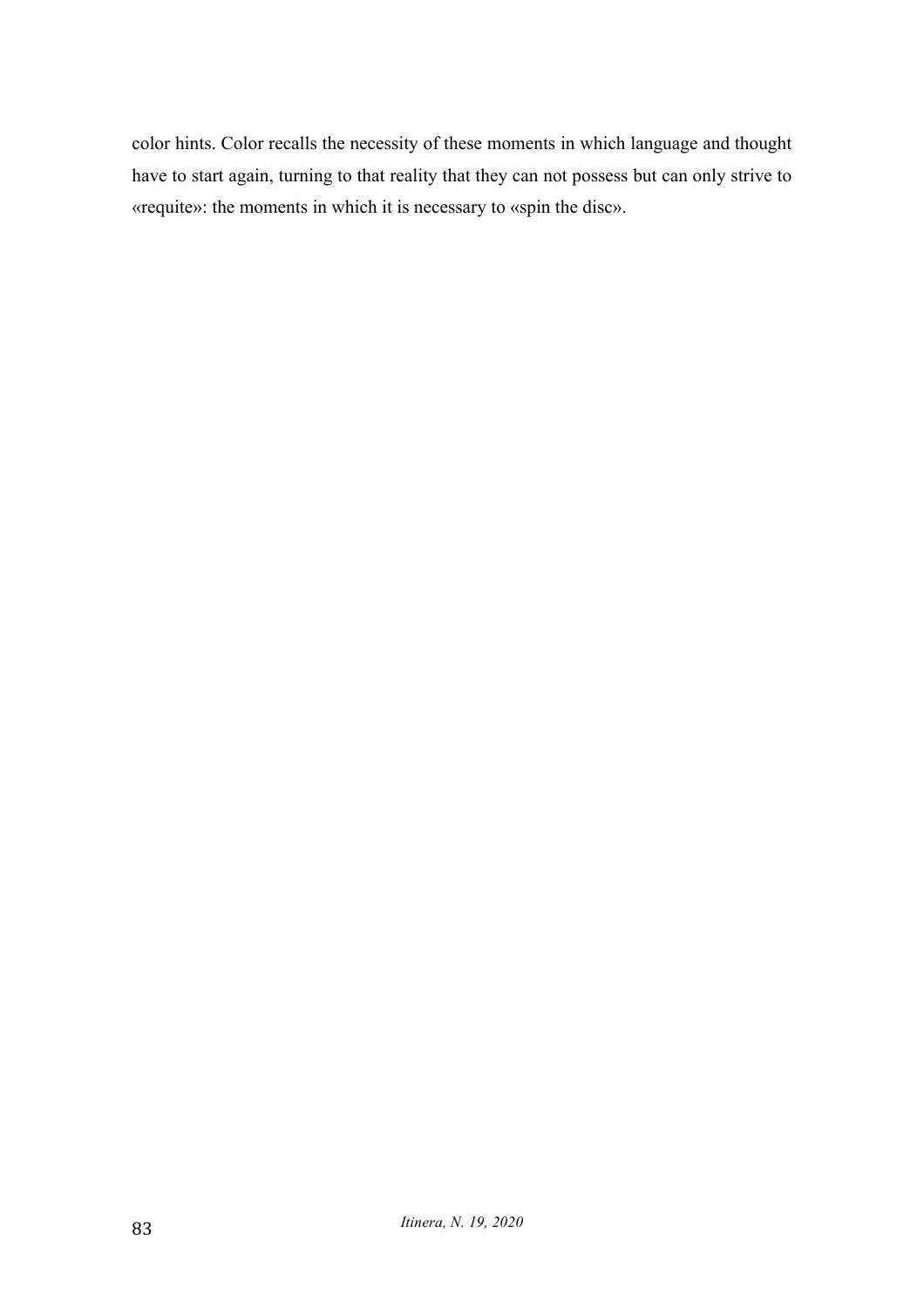color hints. Color recalls the necessity of these moments in which language and thought have to start again, turning to that reality that they can not possess but can only strive to «requite»: the moments in which it is necessary to «spin the disc».